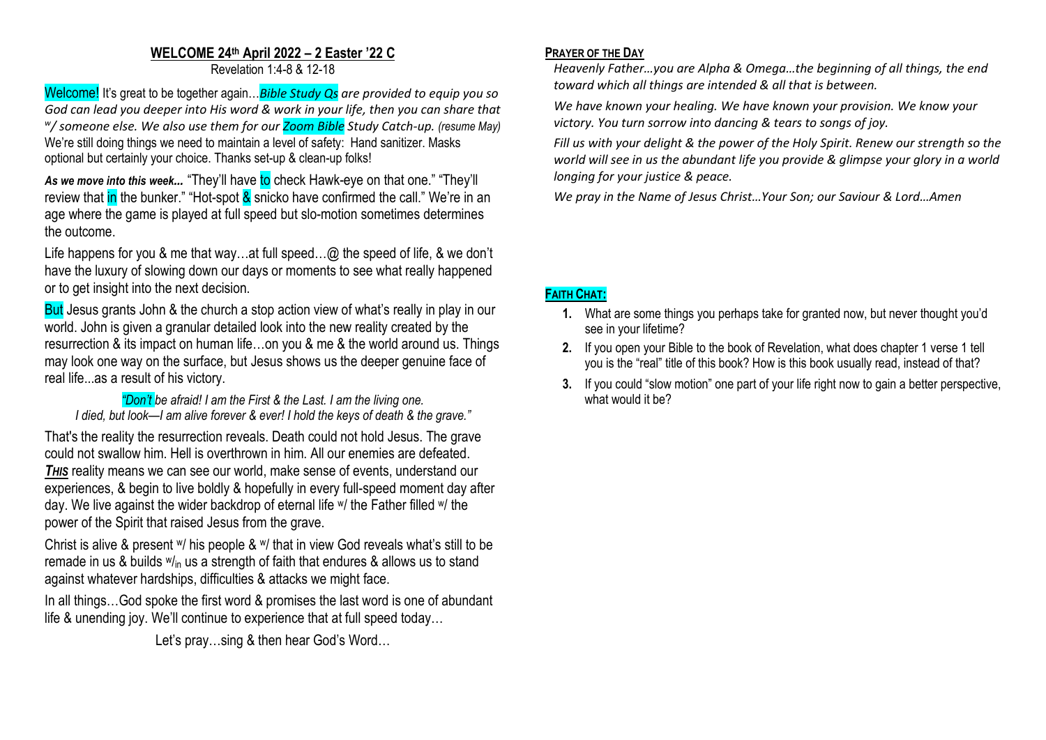## WELCOME 24th April 2022 – 2 Easter '22 C

Revelation 1:4-8 & 12-18

Welcome! It's great to be together again…*Bible Study Qs are provided to equip you so God can lead you deeper into His word & work in your life, then you can share that w/ someone else. We also use them for our **Zoom Bible** Study Catch-up. (resume May)* We're still doing things we need to maintain a level of safety: Hand sanitizer. Masks optional but certainly your choice. Thanks set-up & clean-up folks!

***As we move into this week...*** "They'll have to check Hawk-eye on that one." "They'll review that in the bunker." "Hot-spot & snicko have confirmed the call." We're in an age where the game is played at full speed but slo-motion sometimes determines the outcome.

Life happens for you & me that way…at full speed…@ the speed of life, & we don't have the luxury of slowing down our days or moments to see what really happened or to get insight into the next decision.

But Jesus grants John & the church a stop action view of what's really in play in our world. John is given a granular detailed look into the new reality created by the resurrection & its impact on human life…on you & me & the world around us. Things may look one way on the surface, but Jesus shows us the deeper genuine face of real life...as a result of his victory.

*"Don't be afraid! I am the First & the Last. I am the living one.*
*I died, but look—I am alive forever & ever! I hold the keys of death & the grave."*

That's the reality the resurrection reveals. Death could not hold Jesus. The grave could not swallow him. Hell is overthrown in him. All our enemies are defeated. ***THIS*** reality means we can see our world, make sense of events, understand our experiences, & begin to live boldly & hopefully in every full-speed moment day after day. We live against the wider backdrop of eternal life w/ the Father filled w/ the power of the Spirit that raised Jesus from the grave.

Christ is alive & present w/ his people & w/ that in view God reveals what's still to be remade in us & builds w/in us a strength of faith that endures & allows us to stand against whatever hardships, difficulties & attacks we might face.

In all things…God spoke the first word & promises the last word is one of abundant life & unending joy. We'll continue to experience that at full speed today…

Let's pray…sing & then hear God's Word…

### PRAYER OF THE DAY

*Heavenly Father…you are Alpha & Omega…the beginning of all things, the end toward which all things are intended & all that is between.*

*We have known your healing. We have known your provision. We know your victory. You turn sorrow into dancing & tears to songs of joy.*

*Fill us with your delight & the power of the Holy Spirit. Renew our strength so the world will see in us the abundant life you provide & glimpse your glory in a world longing for your justice & peace.*

*We pray in the Name of Jesus Christ…Your Son; our Saviour & Lord…Amen*

### FAITH CHAT:

1. What are some things you perhaps take for granted now, but never thought you'd see in your lifetime?
2. If you open your Bible to the book of Revelation, what does chapter 1 verse 1 tell you is the "real" title of this book? How is this book usually read, instead of that?
3. If you could "slow motion" one part of your life right now to gain a better perspective, what would it be?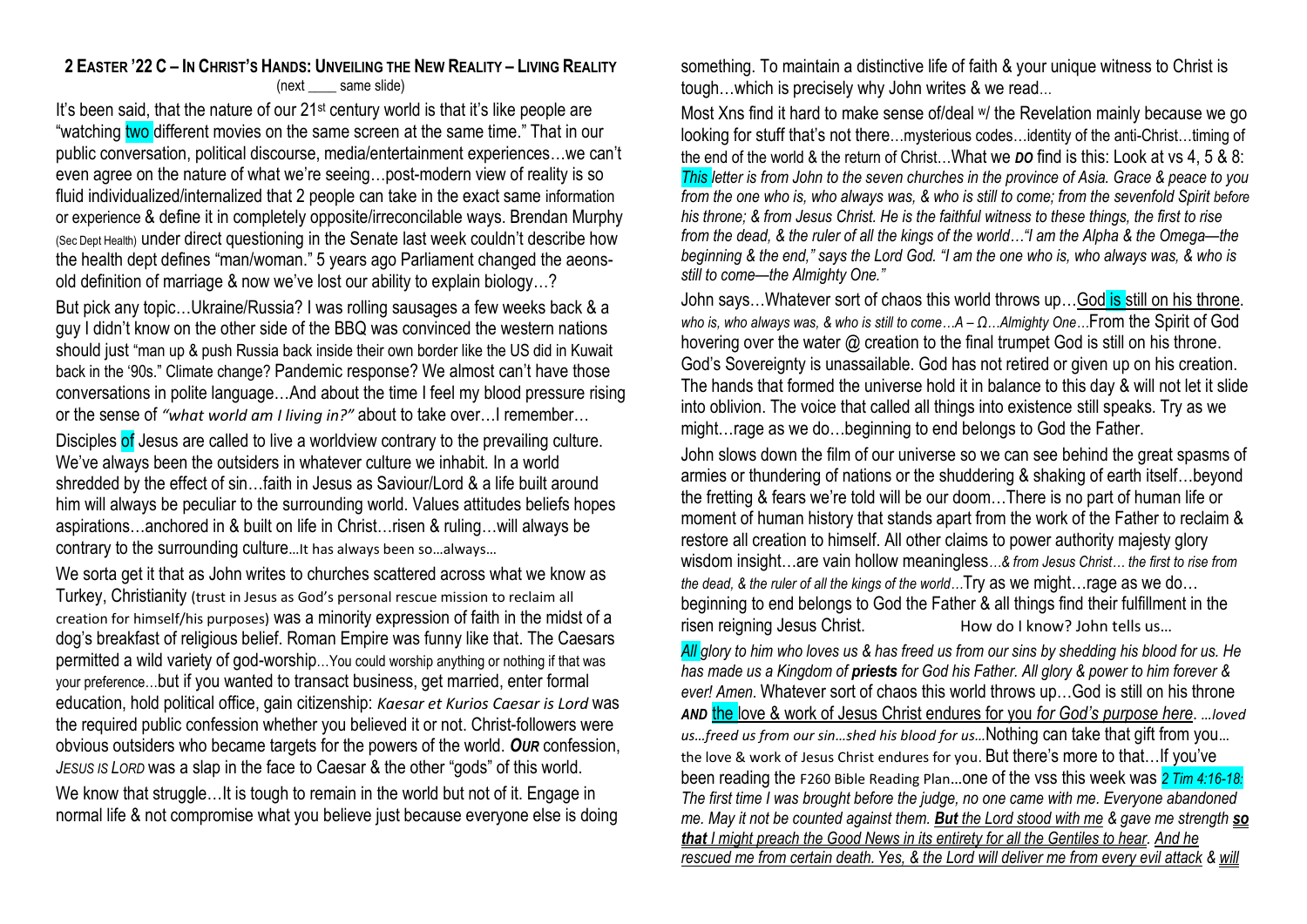## 2 EASTER '22 C – IN CHRIST'S HANDS: UNVEILING THE NEW REALITY – LIVING REALITY

(next ____ same slide)

It's been said, that the nature of our 21st century world is that it's like people are "watching two different movies on the same screen at the same time." That in our public conversation, political discourse, media/entertainment experiences…we can't even agree on the nature of what we're seeing…post-modern view of reality is so fluid individualized/internalized that 2 people can take in the exact same information or experience & define it in completely opposite/irreconcilable ways. Brendan Murphy (Sec Dept Health) under direct questioning in the Senate last week couldn't describe how the health dept defines "man/woman." 5 years ago Parliament changed the aeons-old definition of marriage & now we've lost our ability to explain biology…?

But pick any topic…Ukraine/Russia? I was rolling sausages a few weeks back & a guy I didn't know on the other side of the BBQ was convinced the western nations should just "man up & push Russia back inside their own border like the US did in Kuwait back in the '90s." Climate change? Pandemic response? We almost can't have those conversations in polite language…And about the time I feel my blood pressure rising or the sense of *"what world am I living in?"* about to take over…I remember…

Disciples of Jesus are called to live a worldview contrary to the prevailing culture. We've always been the outsiders in whatever culture we inhabit. In a world shredded by the effect of sin…faith in Jesus as Saviour/Lord & a life built around him will always be peculiar to the surrounding world. Values attitudes beliefs hopes aspirations…anchored in & built on life in Christ…risen & ruling…will always be contrary to the surrounding culture…It has always been so…always…

We sorta get it that as John writes to churches scattered across what we know as Turkey, Christianity (trust in Jesus as God's personal rescue mission to reclaim all creation for himself/his purposes) was a minority expression of faith in the midst of a dog's breakfast of religious belief. Roman Empire was funny like that. The Caesars permitted a wild variety of god-worship…You could worship anything or nothing if that was your preference…but if you wanted to transact business, get married, enter formal education, hold political office, gain citizenship: *Kaesar et Kurios Caesar is Lord* was the required public confession whether you believed it or not. Christ-followers were obvious outsiders who became targets for the powers of the world. ***OUR*** confession, *JESUS IS LORD* was a slap in the face to Caesar & the other "gods" of this world.

We know that struggle…It is tough to remain in the world but not of it. Engage in normal life & not compromise what you believe just because everyone else is doing something. To maintain a distinctive life of faith & your unique witness to Christ is tough…which is precisely why John writes & we read…

Most Xns find it hard to make sense of/deal w/ the Revelation mainly because we go looking for stuff that's not there…mysterious codes…identity of the anti-Christ…timing of the end of the world & the return of Christ…What we ***DO*** find is this: Look at vs 4, 5 & 8: *This letter is from John to the seven churches in the province of Asia. Grace & peace to you from the one who is, who always was, & who is still to come; from the sevenfold Spirit before his throne; & from Jesus Christ. He is the faithful witness to these things, the first to rise from the dead, & the ruler of all the kings of the world…"I am the Alpha & the Omega—the beginning & the end," says the Lord God. "I am the one who is, who always was, & who is still to come—the Almighty One."*

John says…Whatever sort of chaos this world throws up…God is still on his throne. *who is, who always was, & who is still to come…A – Ω…Almighty One…*From the Spirit of God hovering over the water @ creation to the final trumpet God is still on his throne. God's Sovereignty is unassailable. God has not retired or given up on his creation. The hands that formed the universe hold it in balance to this day & will not let it slide into oblivion. The voice that called all things into existence still speaks. Try as we might…rage as we do…beginning to end belongs to God the Father.

John slows down the film of our universe so we can see behind the great spasms of armies or thundering of nations or the shuddering & shaking of earth itself…beyond the fretting & fears we're told will be our doom…There is no part of human life or moment of human history that stands apart from the work of the Father to reclaim & restore all creation to himself. All other claims to power authority majesty glory wisdom insight…are vain hollow meaningless…*& from Jesus Christ… the first to rise from the dead, & the ruler of all the kings of the world…*Try as we might…rage as we do… beginning to end belongs to God the Father & all things find their fulfillment in the risen reigning Jesus Christ. How do I know? John tells us…

*All glory to him who loves us & has freed us from our sins by shedding his blood for us. He has made us a Kingdom of **priests** for God his Father. All glory & power to him forever & ever! Amen.* Whatever sort of chaos this world throws up…God is still on his throne ***AND*** the love & work of Jesus Christ endures for you *for God's purpose here*. *…loved us…freed us from our sin…shed his blood for us…*Nothing can take that gift from you… the love & work of Jesus Christ endures for you. But there's more to that…If you've been reading the F260 Bible Reading Plan…one of the vss this week was *2 Tim 4:16-18: The first time I was brought before the judge, no one came with me. Everyone abandoned me. May it not be counted against them. **But** the Lord stood with me & gave me strength **so that** I might preach the Good News in its entirety for all the Gentiles to hear. And he rescued me from certain death. Yes, & the Lord will deliver me from every evil attack & will*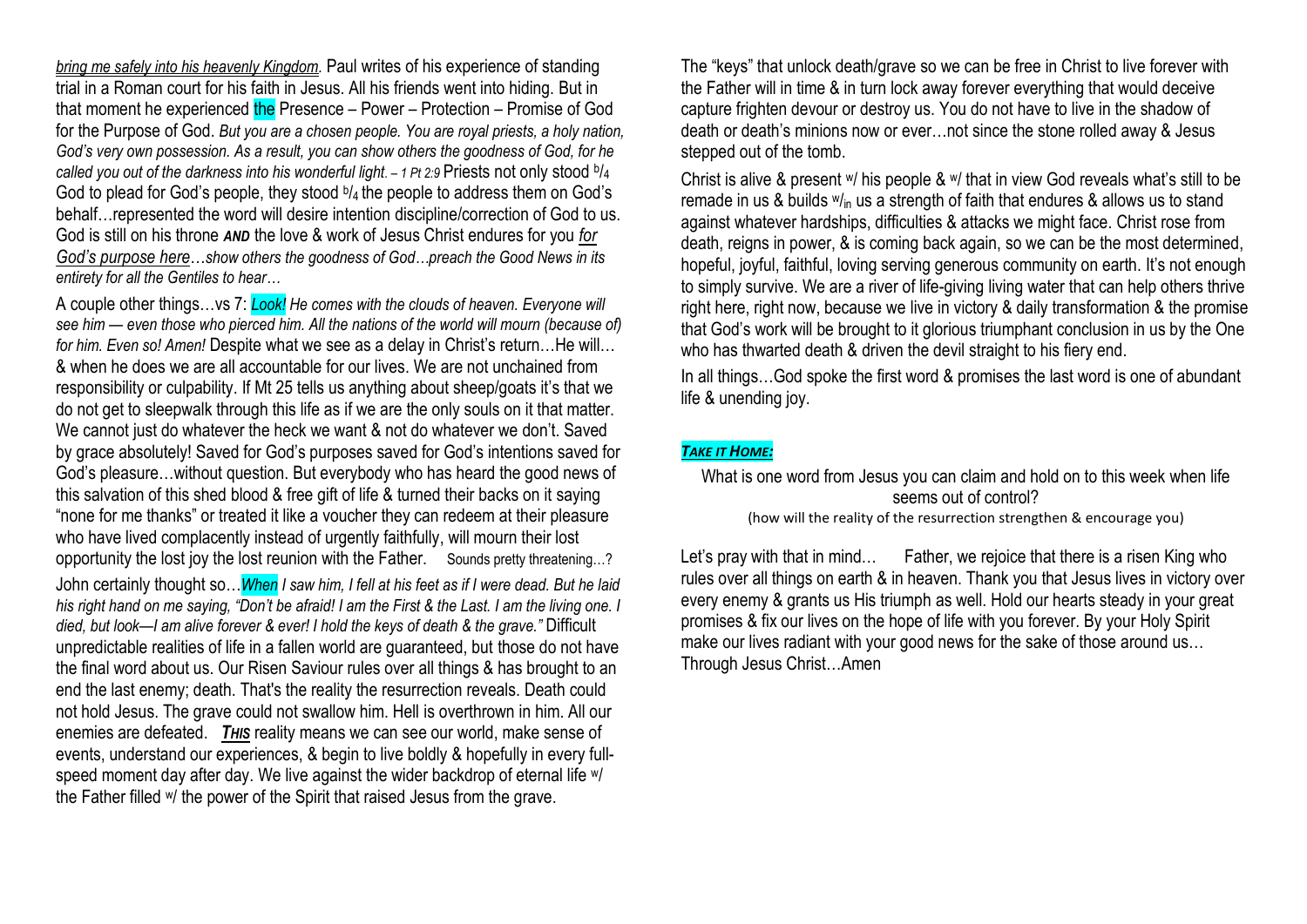*bring me safely into his heavenly Kingdom.* Paul writes of his experience of standing trial in a Roman court for his faith in Jesus. All his friends went into hiding. But in that moment he experienced the Presence – Power – Protection – Promise of God for the Purpose of God. *But you are a chosen people. You are royal priests, a holy nation, God's very own possession. As a result, you can show others the goodness of God, for he called you out of the darkness into his wonderful light. – 1 Pt 2:9* Priests not only stood b/4 God to plead for God's people, they stood b/4 the people to address them on God's behalf…represented the word will desire intention discipline/correction of God to us. God is still on his throne ***AND*** the love & work of Jesus Christ endures for you *for God's purpose here*…*show others the goodness of God…preach the Good News in its entirety for all the Gentiles to hear…*

A couple other things…vs 7: ***Look!*** *He comes with the clouds of heaven. Everyone will see him — even those who pierced him. All the nations of the world will mourn (because of) for him. Even so! Amen!* Despite what we see as a delay in Christ's return…He will… & when he does we are all accountable for our lives. We are not unchained from responsibility or culpability. If Mt 25 tells us anything about sheep/goats it's that we do not get to sleepwalk through this life as if we are the only souls on it that matter. We cannot just do whatever the heck we want & not do whatever we don't. Saved by grace absolutely! Saved for God's purposes saved for God's intentions saved for God's pleasure…without question. But everybody who has heard the good news of this salvation of this shed blood & free gift of life & turned their backs on it saying "none for me thanks" or treated it like a voucher they can redeem at their pleasure who have lived complacently instead of urgently faithfully, will mourn their lost opportunity the lost joy the lost reunion with the Father. Sounds pretty threatening…?

John certainly thought so…***When*** *I saw him, I fell at his feet as if I were dead. But he laid his right hand on me saying, "Don't be afraid! I am the First & the Last. I am the living one. I died, but look—I am alive forever & ever! I hold the keys of death & the grave."* Difficult unpredictable realities of life in a fallen world are guaranteed, but those do not have the final word about us. Our Risen Saviour rules over all things & has brought to an end the last enemy; death. That's the reality the resurrection reveals. Death could not hold Jesus. The grave could not swallow him. Hell is overthrown in him. All our enemies are defeated. ***THIS*** reality means we can see our world, make sense of events, understand our experiences, & begin to live boldly & hopefully in every full-speed moment day after day. We live against the wider backdrop of eternal life w/ the Father filled w/ the power of the Spirit that raised Jesus from the grave.

The "keys" that unlock death/grave so we can be free in Christ to live forever with the Father will in time & in turn lock away forever everything that would deceive capture frighten devour or destroy us. You do not have to live in the shadow of death or death's minions now or ever…not since the stone rolled away & Jesus stepped out of the tomb.

Christ is alive & present w/ his people & w/ that in view God reveals what's still to be remade in us & builds w/in us a strength of faith that endures & allows us to stand against whatever hardships, difficulties & attacks we might face. Christ rose from death, reigns in power, & is coming back again, so we can be the most determined, hopeful, joyful, faithful, loving serving generous community on earth. It's not enough to simply survive. We are a river of life-giving living water that can help others thrive right here, right now, because we live in victory & daily transformation & the promise that God's work will be brought to it glorious triumphant conclusion in us by the One who has thwarted death & driven the devil straight to his fiery end.

In all things…God spoke the first word & promises the last word is one of abundant life & unending joy.

***TAKE IT HOME:***

What is one word from Jesus you can claim and hold on to this week when life seems out of control?
(how will the reality of the resurrection strengthen & encourage you)

Let's pray with that in mind… Father, we rejoice that there is a risen King who rules over all things on earth & in heaven. Thank you that Jesus lives in victory over every enemy & grants us His triumph as well. Hold our hearts steady in your great promises & fix our lives on the hope of life with you forever. By your Holy Spirit make our lives radiant with your good news for the sake of those around us… Through Jesus Christ…Amen